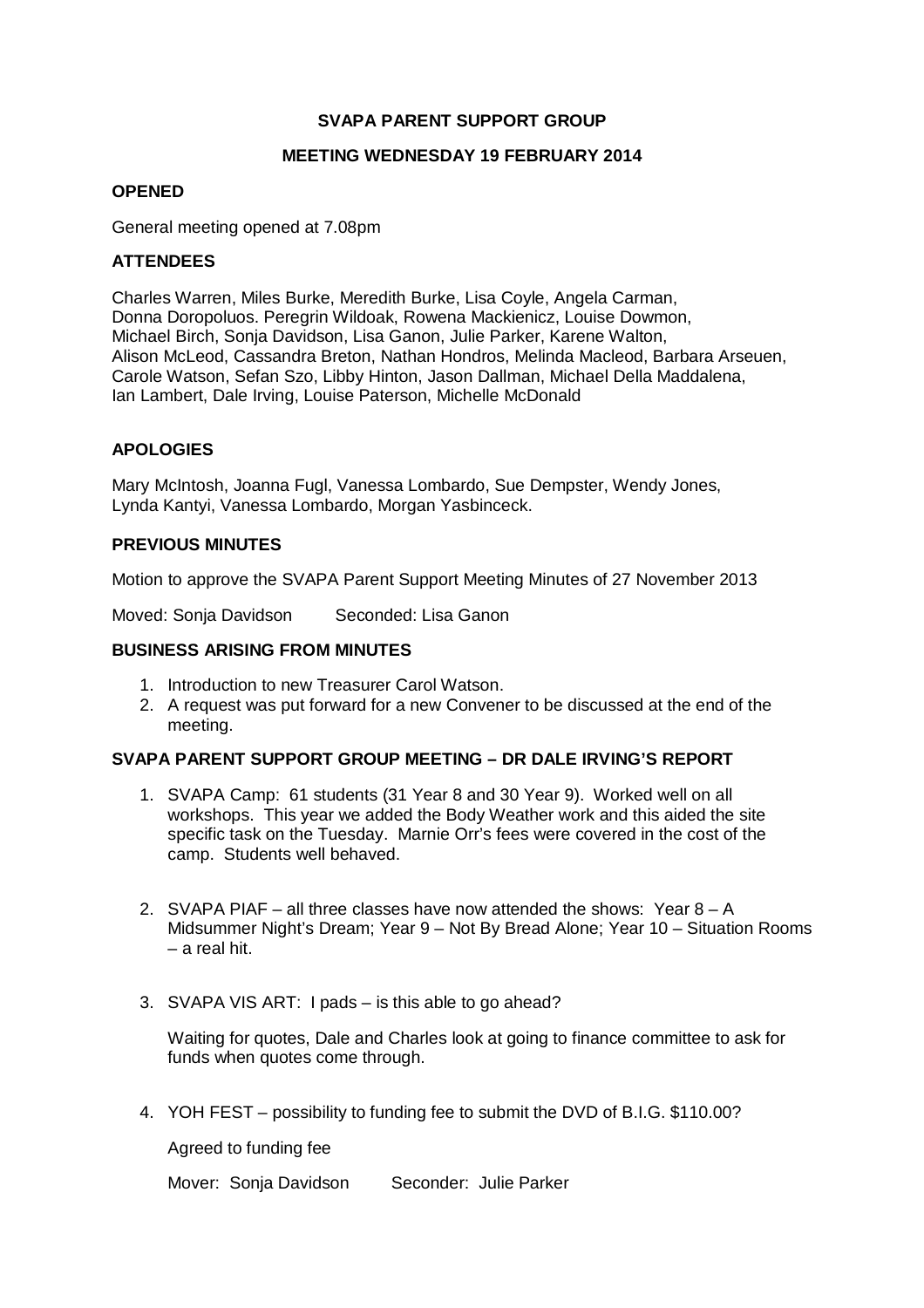**SVAPA PARENT SUPPORT GROUP**

**MEETING WEDNESDAY 19 FEBRUARY 2014**

**OPENED**

General meeting opened at 7.08pm

**ATTENDEES**

Charles Warren, Miles Burke, Meredith Burke, Lisa Coyle, Angela Carman, Donna Doropoluos. Peregrin Wildoak, Rowena Mackienicz, Louise Dowmon, Michael Birch, Sonja Davidson, Lisa Ganon, Julie Parker, Karene Walton, Alison McLeod, Cassandra Breton, Nathan Hondros, Melinda Macleod, Barbara Arseuen, Carole Watson, Sefan Szo, Libby Hinton, Jason Dallman, Michael Della Maddalena, Ian Lambert, Dale Irving, Louise Paterson, Michelle McDonald

**APOLOGIES**

Mary McIntosh, Joanna Fugl, Vanessa Lombardo, Sue Dempster, Wendy Jones, Lynda Kantyi, Vanessa Lombardo, Morgan Yasbinceck.

**PREVIOUS MINUTES**

Motion to approve the SVAPA Parent Support Meeting Minutes of 27 November 2013

Moved: Sonja Davidson  Seconded: Lisa Ganon

**BUSINESS ARISING FROM MINUTES**

1. Introduction to new Treasurer Carol Watson.
2. A request was put forward for a new Convener to be discussed at the end of the meeting.

**SVAPA PARENT SUPPORT GROUP MEETING – DR DALE IRVING'S REPORT**

1. SVAPA Camp: 61 students (31 Year 8 and 30 Year 9). Worked well on all workshops. This year we added the Body Weather work and this aided the site specific task on the Tuesday. Marnie Orr's fees were covered in the cost of the camp. Students well behaved.

2. SVAPA PIAF – all three classes have now attended the shows: Year 8 – A Midsummer Night's Dream; Year 9 – Not By Bread Alone; Year 10 – Situation Rooms – a real hit.

3. SVAPA VIS ART: I pads – is this able to go ahead?

   Waiting for quotes, Dale and Charles look at going to finance committee to ask for funds when quotes come through.

4. YOH FEST – possibility to funding fee to submit the DVD of B.I.G. $110.00?

   Agreed to funding fee

   Mover: Sonja Davidson  Seconder: Julie Parker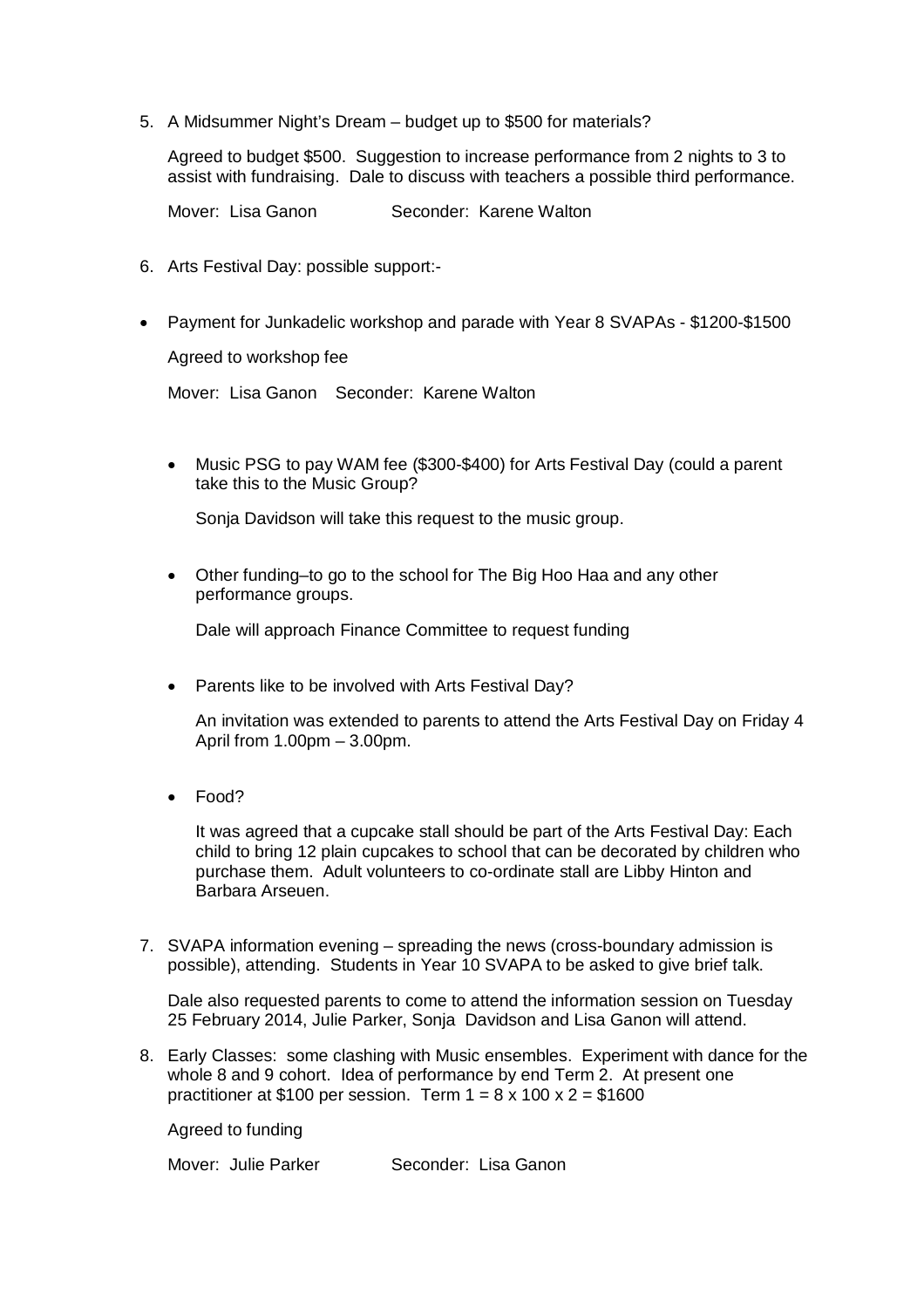5. A Midsummer Night's Dream – budget up to $500 for materials?

   Agreed to budget $500. Suggestion to increase performance from 2 nights to 3 to assist with fundraising. Dale to discuss with teachers a possible third performance.

   Mover: Lisa Ganon Seconder: Karene Walton

6. Arts Festival Day: possible support:-

- Payment for Junkadelic workshop and parade with Year 8 SVAPAs - $1200-$1500

  Agreed to workshop fee

  Mover: Lisa Ganon Seconder: Karene Walton

  - Music PSG to pay WAM fee ($300-$400) for Arts Festival Day (could a parent take this to the Music Group?

    Sonja Davidson will take this request to the music group.

  - Other funding–to go to the school for The Big Hoo Haa and any other performance groups.

    Dale will approach Finance Committee to request funding

  - Parents like to be involved with Arts Festival Day?

    An invitation was extended to parents to attend the Arts Festival Day on Friday 4 April from 1.00pm – 3.00pm.

  - Food?

    It was agreed that a cupcake stall should be part of the Arts Festival Day: Each child to bring 12 plain cupcakes to school that can be decorated by children who purchase them. Adult volunteers to co-ordinate stall are Libby Hinton and Barbara Arseuen.

7. SVAPA information evening – spreading the news (cross-boundary admission is possible), attending. Students in Year 10 SVAPA to be asked to give brief talk.

   Dale also requested parents to come to attend the information session on Tuesday 25 February 2014, Julie Parker, Sonja Davidson and Lisa Ganon will attend.

8. Early Classes: some clashing with Music ensembles. Experiment with dance for the whole 8 and 9 cohort. Idea of performance by end Term 2. At present one practitioner at $100 per session. Term 1 = 8 x 100 x 2 = $1600

   Agreed to funding

   Mover: Julie Parker Seconder: Lisa Ganon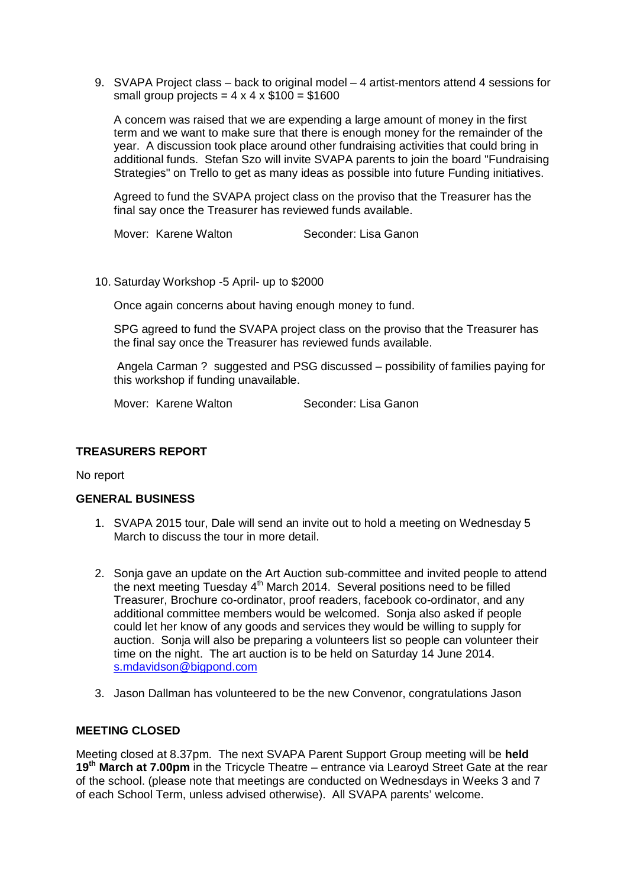9. SVAPA Project class – back to original model – 4 artist-mentors attend 4 sessions for small group projects = 4 x 4 x $100 = $1600

   A concern was raised that we are expending a large amount of money in the first term and we want to make sure that there is enough money for the remainder of the year. A discussion took place around other fundraising activities that could bring in additional funds. Stefan Szo will invite SVAPA parents to join the board "Fundraising Strategies" on Trello to get as many ideas as possible into future Funding initiatives.

   Agreed to fund the SVAPA project class on the proviso that the Treasurer has the final say once the Treasurer has reviewed funds available.

   Mover: Karene Walton        Seconder: Lisa Ganon

10. Saturday Workshop -5 April- up to $2000

    Once again concerns about having enough money to fund.

    SPG agreed to fund the SVAPA project class on the proviso that the Treasurer has the final say once the Treasurer has reviewed funds available.

    Angela Carman ? suggested and PSG discussed – possibility of families paying for this workshop if funding unavailable.

    Mover: Karene Walton        Seconder: Lisa Ganon

**TREASURERS REPORT**

No report

**GENERAL BUSINESS**

1. SVAPA 2015 tour, Dale will send an invite out to hold a meeting on Wednesday 5 March to discuss the tour in more detail.

2. Sonja gave an update on the Art Auction sub-committee and invited people to attend the next meeting Tuesday 4th March 2014. Several positions need to be filled Treasurer, Brochure co-ordinator, proof readers, facebook co-ordinator, and any additional committee members would be welcomed. Sonja also asked if people could let her know of any goods and services they would be willing to supply for auction. Sonja will also be preparing a volunteers list so people can volunteer their time on the night. The art auction is to be held on Saturday 14 June 2014. s.mdavidson@bigpond.com

3. Jason Dallman has volunteered to be the new Convenor, congratulations Jason

**MEETING CLOSED**

Meeting closed at 8.37pm. The next SVAPA Parent Support Group meeting will be **held 19th March at 7.00pm** in the Tricycle Theatre – entrance via Learoyd Street Gate at the rear of the school. (please note that meetings are conducted on Wednesdays in Weeks 3 and 7 of each School Term, unless advised otherwise). All SVAPA parents' welcome.